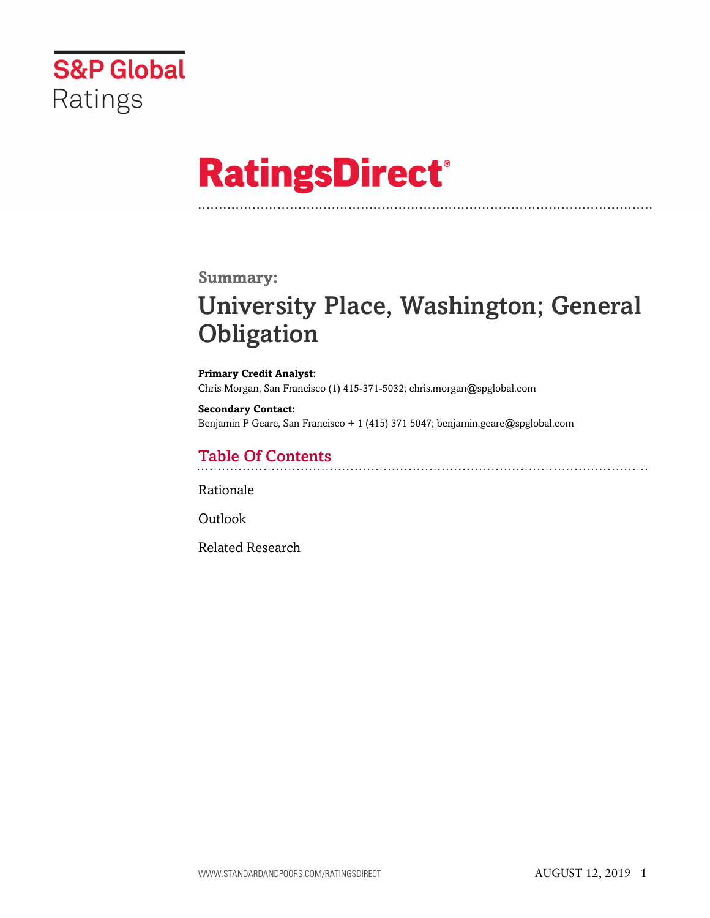S&P Global Ratings

# RatingsDirect®

## Summary:

# University Place, Washington; General Obligation

**Primary Credit Analyst:**
Chris Morgan, San Francisco (1) 415-371-5032; chris.morgan@spglobal.com

**Secondary Contact:**
Benjamin P Geare, San Francisco + 1 (415) 371 5047; benjamin.geare@spglobal.com

## Table Of Contents

Rationale

Outlook

Related Research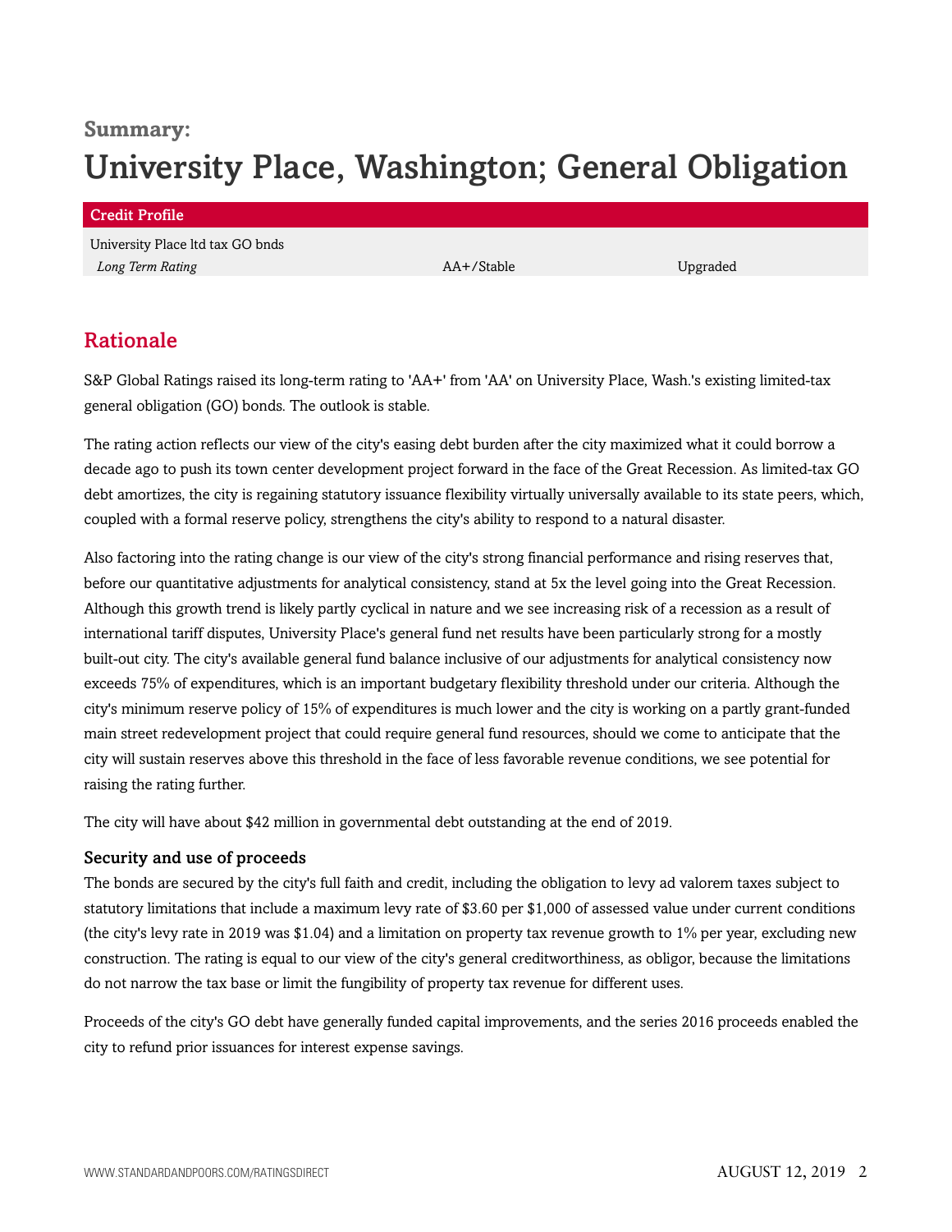**Summary:**

# University Place, Washington; General Obligation

| Credit Profile | | |
|---|---|---|
| University Place ltd tax GO bnds | | |
| *Long Term Rating* | AA+/Stable | Upgraded |

## Rationale

S&P Global Ratings raised its long-term rating to 'AA+' from 'AA' on University Place, Wash.'s existing limited-tax general obligation (GO) bonds. The outlook is stable.

The rating action reflects our view of the city's easing debt burden after the city maximized what it could borrow a decade ago to push its town center development project forward in the face of the Great Recession. As limited-tax GO debt amortizes, the city is regaining statutory issuance flexibility virtually universally available to its state peers, which, coupled with a formal reserve policy, strengthens the city's ability to respond to a natural disaster.

Also factoring into the rating change is our view of the city's strong financial performance and rising reserves that, before our quantitative adjustments for analytical consistency, stand at 5x the level going into the Great Recession. Although this growth trend is likely partly cyclical in nature and we see increasing risk of a recession as a result of international tariff disputes, University Place's general fund net results have been particularly strong for a mostly built-out city. The city's available general fund balance inclusive of our adjustments for analytical consistency now exceeds 75% of expenditures, which is an important budgetary flexibility threshold under our criteria. Although the city's minimum reserve policy of 15% of expenditures is much lower and the city is working on a partly grant-funded main street redevelopment project that could require general fund resources, should we come to anticipate that the city will sustain reserves above this threshold in the face of less favorable revenue conditions, we see potential for raising the rating further.

The city will have about $42 million in governmental debt outstanding at the end of 2019.

### Security and use of proceeds

The bonds are secured by the city's full faith and credit, including the obligation to levy ad valorem taxes subject to statutory limitations that include a maximum levy rate of $3.60 per $1,000 of assessed value under current conditions (the city's levy rate in 2019 was $1.04) and a limitation on property tax revenue growth to 1% per year, excluding new construction. The rating is equal to our view of the city's general creditworthiness, as obligor, because the limitations do not narrow the tax base or limit the fungibility of property tax revenue for different uses.

Proceeds of the city's GO debt have generally funded capital improvements, and the series 2016 proceeds enabled the city to refund prior issuances for interest expense savings.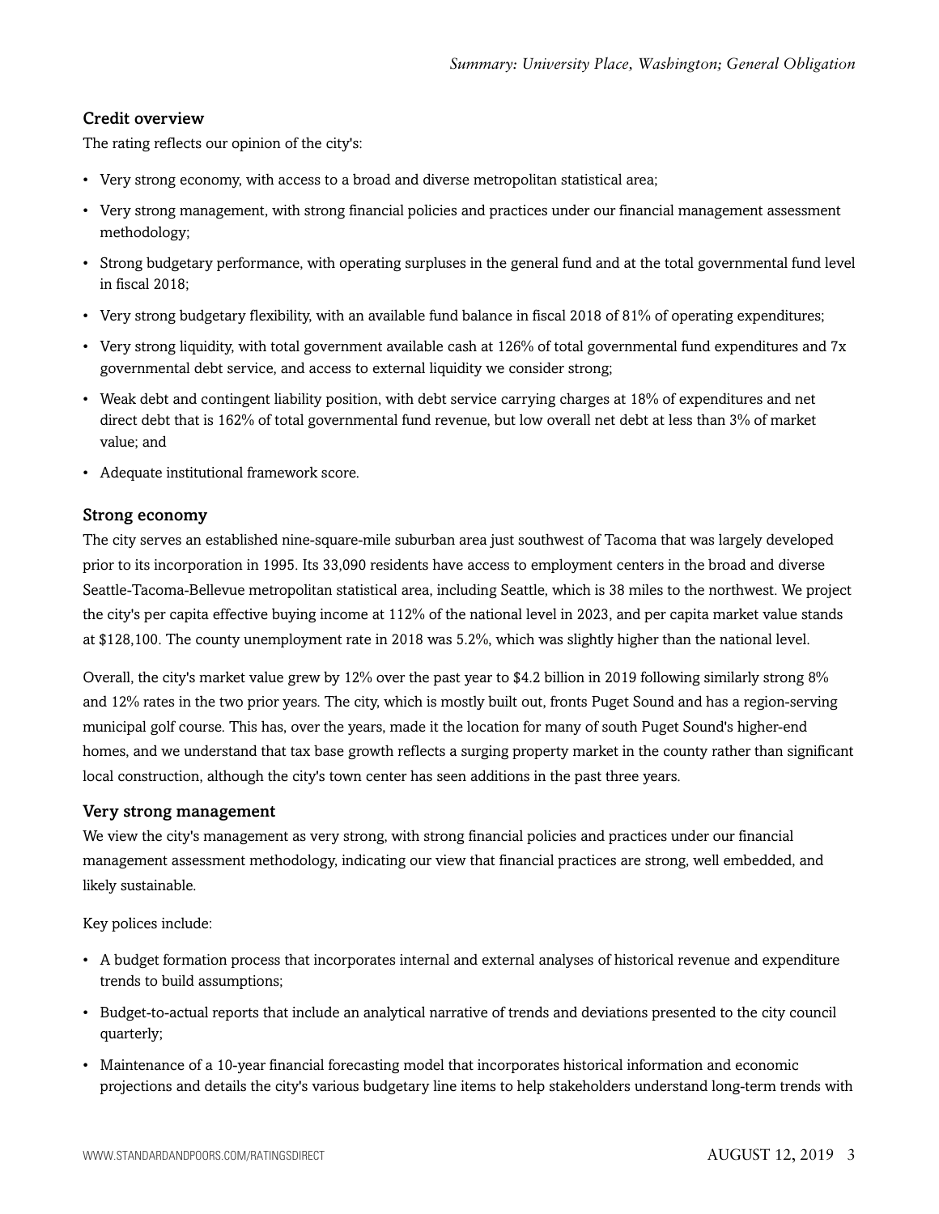### Credit overview

The rating reflects our opinion of the city's:

- Very strong economy, with access to a broad and diverse metropolitan statistical area;
- Very strong management, with strong financial policies and practices under our financial management assessment methodology;
- Strong budgetary performance, with operating surpluses in the general fund and at the total governmental fund level in fiscal 2018;
- Very strong budgetary flexibility, with an available fund balance in fiscal 2018 of 81% of operating expenditures;
- Very strong liquidity, with total government available cash at 126% of total governmental fund expenditures and 7x governmental debt service, and access to external liquidity we consider strong;
- Weak debt and contingent liability position, with debt service carrying charges at 18% of expenditures and net direct debt that is 162% of total governmental fund revenue, but low overall net debt at less than 3% of market value; and
- Adequate institutional framework score.

### Strong economy

The city serves an established nine-square-mile suburban area just southwest of Tacoma that was largely developed prior to its incorporation in 1995. Its 33,090 residents have access to employment centers in the broad and diverse Seattle-Tacoma-Bellevue metropolitan statistical area, including Seattle, which is 38 miles to the northwest. We project the city's per capita effective buying income at 112% of the national level in 2023, and per capita market value stands at $128,100. The county unemployment rate in 2018 was 5.2%, which was slightly higher than the national level.

Overall, the city's market value grew by 12% over the past year to $4.2 billion in 2019 following similarly strong 8% and 12% rates in the two prior years. The city, which is mostly built out, fronts Puget Sound and has a region-serving municipal golf course. This has, over the years, made it the location for many of south Puget Sound's higher-end homes, and we understand that tax base growth reflects a surging property market in the county rather than significant local construction, although the city's town center has seen additions in the past three years.

### Very strong management

We view the city's management as very strong, with strong financial policies and practices under our financial management assessment methodology, indicating our view that financial practices are strong, well embedded, and likely sustainable.

Key polices include:

- A budget formation process that incorporates internal and external analyses of historical revenue and expenditure trends to build assumptions;
- Budget-to-actual reports that include an analytical narrative of trends and deviations presented to the city council quarterly;
- Maintenance of a 10-year financial forecasting model that incorporates historical information and economic projections and details the city's various budgetary line items to help stakeholders understand long-term trends with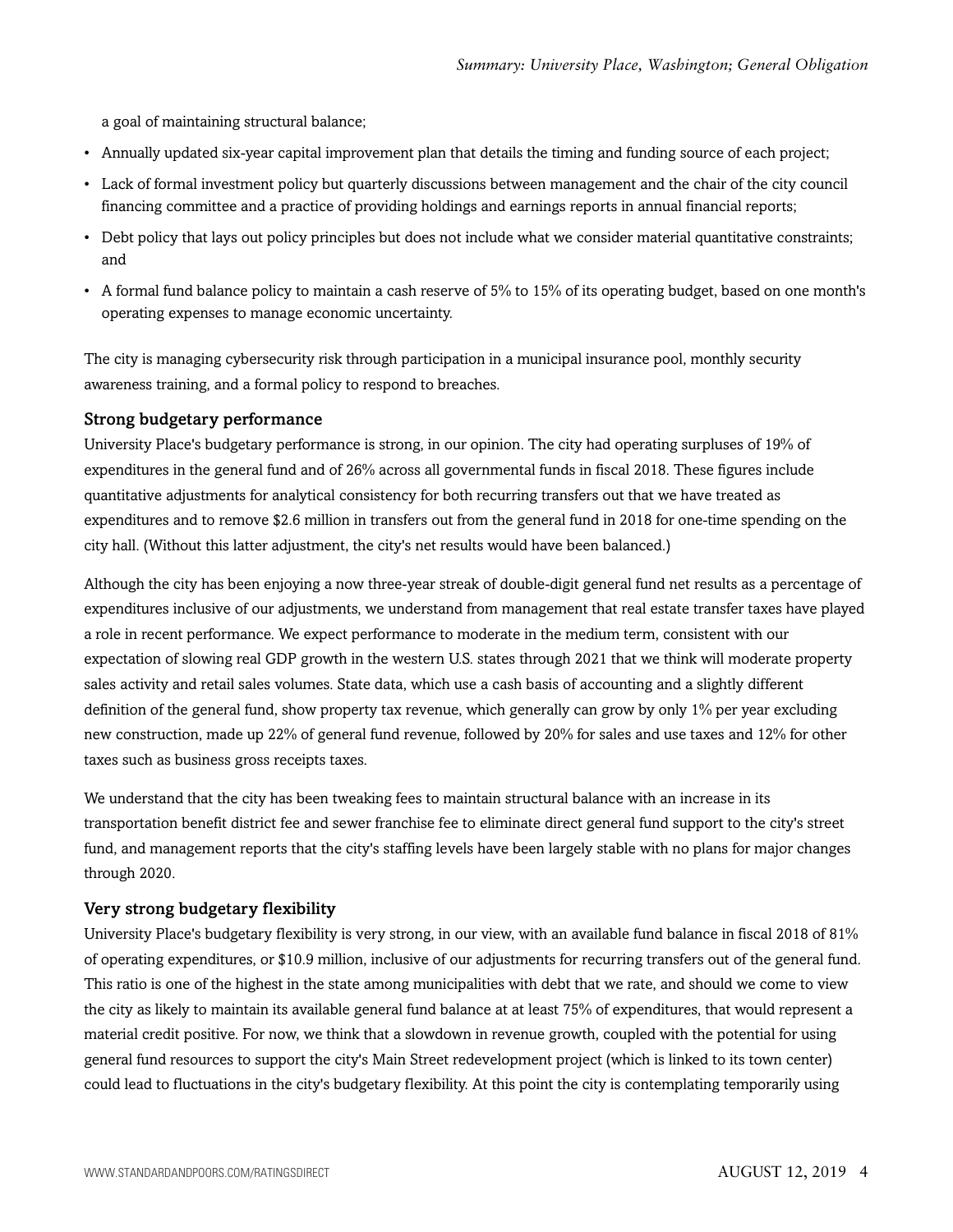a goal of maintaining structural balance;

- Annually updated six-year capital improvement plan that details the timing and funding source of each project;
- Lack of formal investment policy but quarterly discussions between management and the chair of the city council financing committee and a practice of providing holdings and earnings reports in annual financial reports;
- Debt policy that lays out policy principles but does not include what we consider material quantitative constraints; and
- A formal fund balance policy to maintain a cash reserve of 5% to 15% of its operating budget, based on one month's operating expenses to manage economic uncertainty.

The city is managing cybersecurity risk through participation in a municipal insurance pool, monthly security awareness training, and a formal policy to respond to breaches.

### Strong budgetary performance

University Place's budgetary performance is strong, in our opinion. The city had operating surpluses of 19% of expenditures in the general fund and of 26% across all governmental funds in fiscal 2018. These figures include quantitative adjustments for analytical consistency for both recurring transfers out that we have treated as expenditures and to remove $2.6 million in transfers out from the general fund in 2018 for one-time spending on the city hall. (Without this latter adjustment, the city's net results would have been balanced.)

Although the city has been enjoying a now three-year streak of double-digit general fund net results as a percentage of expenditures inclusive of our adjustments, we understand from management that real estate transfer taxes have played a role in recent performance. We expect performance to moderate in the medium term, consistent with our expectation of slowing real GDP growth in the western U.S. states through 2021 that we think will moderate property sales activity and retail sales volumes. State data, which use a cash basis of accounting and a slightly different definition of the general fund, show property tax revenue, which generally can grow by only 1% per year excluding new construction, made up 22% of general fund revenue, followed by 20% for sales and use taxes and 12% for other taxes such as business gross receipts taxes.

We understand that the city has been tweaking fees to maintain structural balance with an increase in its transportation benefit district fee and sewer franchise fee to eliminate direct general fund support to the city's street fund, and management reports that the city's staffing levels have been largely stable with no plans for major changes through 2020.

### Very strong budgetary flexibility

University Place's budgetary flexibility is very strong, in our view, with an available fund balance in fiscal 2018 of 81% of operating expenditures, or $10.9 million, inclusive of our adjustments for recurring transfers out of the general fund. This ratio is one of the highest in the state among municipalities with debt that we rate, and should we come to view the city as likely to maintain its available general fund balance at at least 75% of expenditures, that would represent a material credit positive. For now, we think that a slowdown in revenue growth, coupled with the potential for using general fund resources to support the city's Main Street redevelopment project (which is linked to its town center) could lead to fluctuations in the city's budgetary flexibility. At this point the city is contemplating temporarily using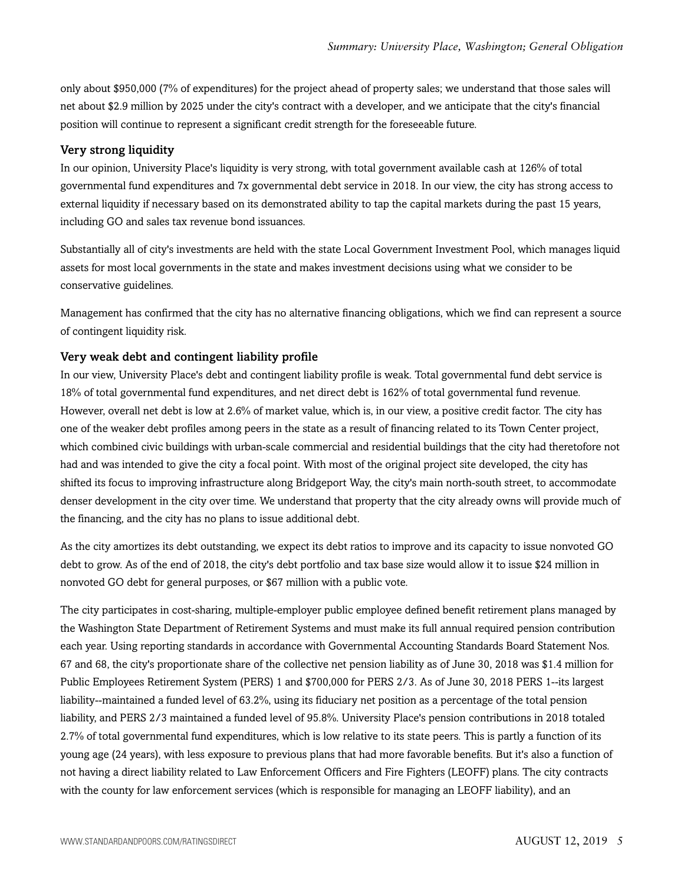only about $950,000 (7% of expenditures) for the project ahead of property sales; we understand that those sales will net about $2.9 million by 2025 under the city's contract with a developer, and we anticipate that the city's financial position will continue to represent a significant credit strength for the foreseeable future.

### Very strong liquidity

In our opinion, University Place's liquidity is very strong, with total government available cash at 126% of total governmental fund expenditures and 7x governmental debt service in 2018. In our view, the city has strong access to external liquidity if necessary based on its demonstrated ability to tap the capital markets during the past 15 years, including GO and sales tax revenue bond issuances.

Substantially all of city's investments are held with the state Local Government Investment Pool, which manages liquid assets for most local governments in the state and makes investment decisions using what we consider to be conservative guidelines.

Management has confirmed that the city has no alternative financing obligations, which we find can represent a source of contingent liquidity risk.

### Very weak debt and contingent liability profile

In our view, University Place's debt and contingent liability profile is weak. Total governmental fund debt service is 18% of total governmental fund expenditures, and net direct debt is 162% of total governmental fund revenue. However, overall net debt is low at 2.6% of market value, which is, in our view, a positive credit factor. The city has one of the weaker debt profiles among peers in the state as a result of financing related to its Town Center project, which combined civic buildings with urban-scale commercial and residential buildings that the city had theretofore not had and was intended to give the city a focal point. With most of the original project site developed, the city has shifted its focus to improving infrastructure along Bridgeport Way, the city's main north-south street, to accommodate denser development in the city over time. We understand that property that the city already owns will provide much of the financing, and the city has no plans to issue additional debt.

As the city amortizes its debt outstanding, we expect its debt ratios to improve and its capacity to issue nonvoted GO debt to grow. As of the end of 2018, the city's debt portfolio and tax base size would allow it to issue $24 million in nonvoted GO debt for general purposes, or $67 million with a public vote.

The city participates in cost-sharing, multiple-employer public employee defined benefit retirement plans managed by the Washington State Department of Retirement Systems and must make its full annual required pension contribution each year. Using reporting standards in accordance with Governmental Accounting Standards Board Statement Nos. 67 and 68, the city's proportionate share of the collective net pension liability as of June 30, 2018 was $1.4 million for Public Employees Retirement System (PERS) 1 and $700,000 for PERS 2/3. As of June 30, 2018 PERS 1--its largest liability--maintained a funded level of 63.2%, using its fiduciary net position as a percentage of the total pension liability, and PERS 2/3 maintained a funded level of 95.8%. University Place's pension contributions in 2018 totaled 2.7% of total governmental fund expenditures, which is low relative to its state peers. This is partly a function of its young age (24 years), with less exposure to previous plans that had more favorable benefits. But it's also a function of not having a direct liability related to Law Enforcement Officers and Fire Fighters (LEOFF) plans. The city contracts with the county for law enforcement services (which is responsible for managing an LEOFF liability), and an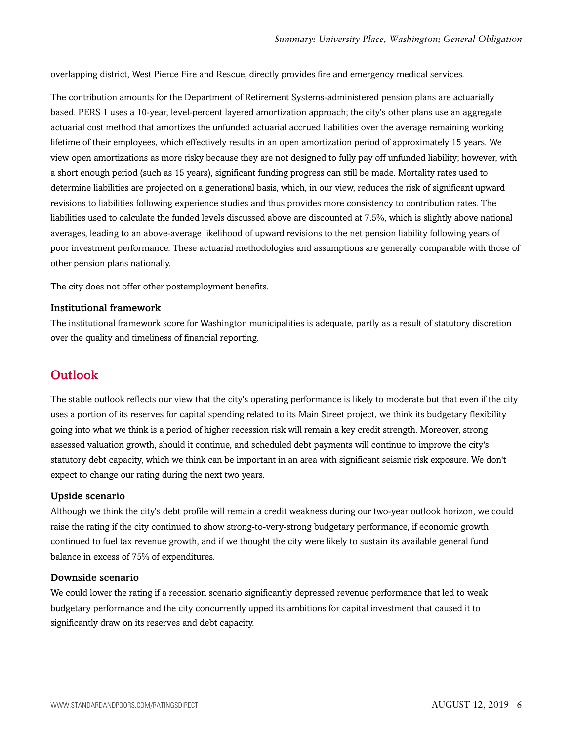overlapping district, West Pierce Fire and Rescue, directly provides fire and emergency medical services.

The contribution amounts for the Department of Retirement Systems-administered pension plans are actuarially based. PERS 1 uses a 10-year, level-percent layered amortization approach; the city's other plans use an aggregate actuarial cost method that amortizes the unfunded actuarial accrued liabilities over the average remaining working lifetime of their employees, which effectively results in an open amortization period of approximately 15 years. We view open amortizations as more risky because they are not designed to fully pay off unfunded liability; however, with a short enough period (such as 15 years), significant funding progress can still be made. Mortality rates used to determine liabilities are projected on a generational basis, which, in our view, reduces the risk of significant upward revisions to liabilities following experience studies and thus provides more consistency to contribution rates. The liabilities used to calculate the funded levels discussed above are discounted at 7.5%, which is slightly above national averages, leading to an above-average likelihood of upward revisions to the net pension liability following years of poor investment performance. These actuarial methodologies and assumptions are generally comparable with those of other pension plans nationally.

The city does not offer other postemployment benefits.

### Institutional framework

The institutional framework score for Washington municipalities is adequate, partly as a result of statutory discretion over the quality and timeliness of financial reporting.

## Outlook

The stable outlook reflects our view that the city's operating performance is likely to moderate but that even if the city uses a portion of its reserves for capital spending related to its Main Street project, we think its budgetary flexibility going into what we think is a period of higher recession risk will remain a key credit strength. Moreover, strong assessed valuation growth, should it continue, and scheduled debt payments will continue to improve the city's statutory debt capacity, which we think can be important in an area with significant seismic risk exposure. We don't expect to change our rating during the next two years.

### Upside scenario

Although we think the city's debt profile will remain a credit weakness during our two-year outlook horizon, we could raise the rating if the city continued to show strong-to-very-strong budgetary performance, if economic growth continued to fuel tax revenue growth, and if we thought the city were likely to sustain its available general fund balance in excess of 75% of expenditures.

### Downside scenario

We could lower the rating if a recession scenario significantly depressed revenue performance that led to weak budgetary performance and the city concurrently upped its ambitions for capital investment that caused it to significantly draw on its reserves and debt capacity.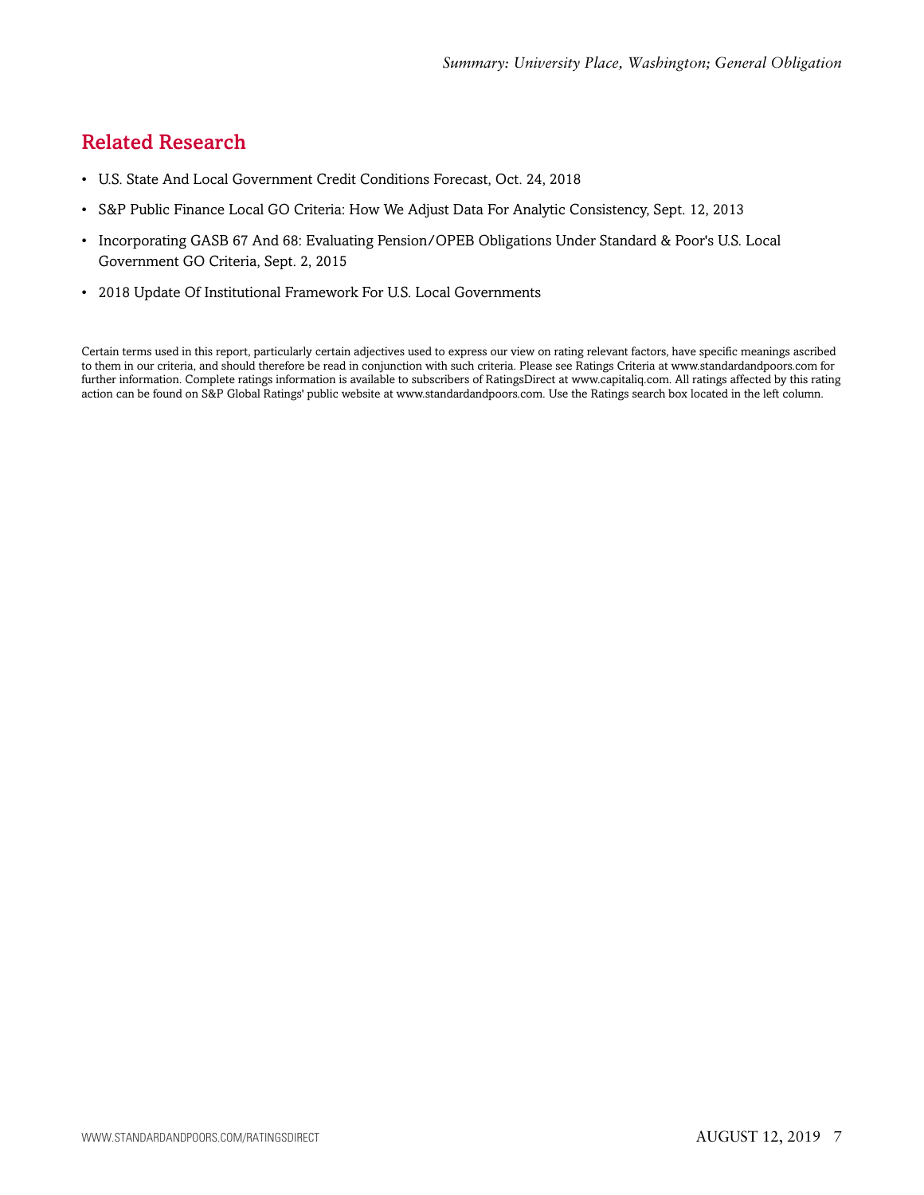## Related Research

- U.S. State And Local Government Credit Conditions Forecast, Oct. 24, 2018
- S&P Public Finance Local GO Criteria: How We Adjust Data For Analytic Consistency, Sept. 12, 2013
- Incorporating GASB 67 And 68: Evaluating Pension/OPEB Obligations Under Standard & Poor's U.S. Local Government GO Criteria, Sept. 2, 2015
- 2018 Update Of Institutional Framework For U.S. Local Governments

Certain terms used in this report, particularly certain adjectives used to express our view on rating relevant factors, have specific meanings ascribed to them in our criteria, and should therefore be read in conjunction with such criteria. Please see Ratings Criteria at www.standardandpoors.com for further information. Complete ratings information is available to subscribers of RatingsDirect at www.capitaliq.com. All ratings affected by this rating action can be found on S&P Global Ratings' public website at www.standardandpoors.com. Use the Ratings search box located in the left column.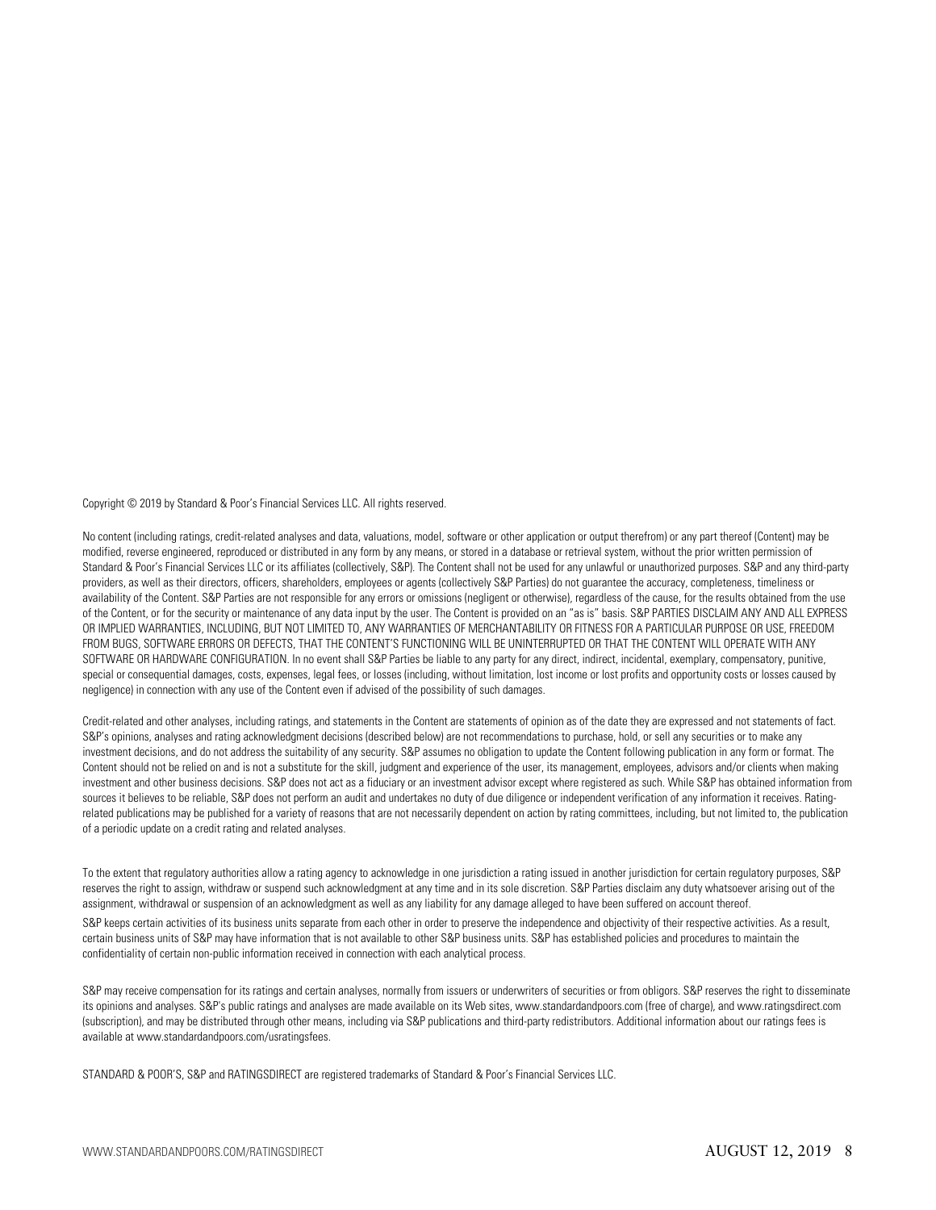Copyright © 2019 by Standard & Poor's Financial Services LLC. All rights reserved.

No content (including ratings, credit-related analyses and data, valuations, model, software or other application or output therefrom) or any part thereof (Content) may be modified, reverse engineered, reproduced or distributed in any form by any means, or stored in a database or retrieval system, without the prior written permission of Standard & Poor's Financial Services LLC or its affiliates (collectively, S&P). The Content shall not be used for any unlawful or unauthorized purposes. S&P and any third-party providers, as well as their directors, officers, shareholders, employees or agents (collectively S&P Parties) do not guarantee the accuracy, completeness, timeliness or availability of the Content. S&P Parties are not responsible for any errors or omissions (negligent or otherwise), regardless of the cause, for the results obtained from the use of the Content, or for the security or maintenance of any data input by the user. The Content is provided on an "as is" basis. S&P PARTIES DISCLAIM ANY AND ALL EXPRESS OR IMPLIED WARRANTIES, INCLUDING, BUT NOT LIMITED TO, ANY WARRANTIES OF MERCHANTABILITY OR FITNESS FOR A PARTICULAR PURPOSE OR USE, FREEDOM FROM BUGS, SOFTWARE ERRORS OR DEFECTS, THAT THE CONTENT'S FUNCTIONING WILL BE UNINTERRUPTED OR THAT THE CONTENT WILL OPERATE WITH ANY SOFTWARE OR HARDWARE CONFIGURATION. In no event shall S&P Parties be liable to any party for any direct, indirect, incidental, exemplary, compensatory, punitive, special or consequential damages, costs, expenses, legal fees, or losses (including, without limitation, lost income or lost profits and opportunity costs or losses caused by negligence) in connection with any use of the Content even if advised of the possibility of such damages.

Credit-related and other analyses, including ratings, and statements in the Content are statements of opinion as of the date they are expressed and not statements of fact. S&P's opinions, analyses and rating acknowledgment decisions (described below) are not recommendations to purchase, hold, or sell any securities or to make any investment decisions, and do not address the suitability of any security. S&P assumes no obligation to update the Content following publication in any form or format. The Content should not be relied on and is not a substitute for the skill, judgment and experience of the user, its management, employees, advisors and/or clients when making investment and other business decisions. S&P does not act as a fiduciary or an investment advisor except where registered as such. While S&P has obtained information from sources it believes to be reliable, S&P does not perform an audit and undertakes no duty of due diligence or independent verification of any information it receives. Rating-related publications may be published for a variety of reasons that are not necessarily dependent on action by rating committees, including, but not limited to, the publication of a periodic update on a credit rating and related analyses.

To the extent that regulatory authorities allow a rating agency to acknowledge in one jurisdiction a rating issued in another jurisdiction for certain regulatory purposes, S&P reserves the right to assign, withdraw or suspend such acknowledgment at any time and in its sole discretion. S&P Parties disclaim any duty whatsoever arising out of the assignment, withdrawal or suspension of an acknowledgment as well as any liability for any damage alleged to have been suffered on account thereof.

S&P keeps certain activities of its business units separate from each other in order to preserve the independence and objectivity of their respective activities. As a result, certain business units of S&P may have information that is not available to other S&P business units. S&P has established policies and procedures to maintain the confidentiality of certain non-public information received in connection with each analytical process.

S&P may receive compensation for its ratings and certain analyses, normally from issuers or underwriters of securities or from obligors. S&P reserves the right to disseminate its opinions and analyses. S&P's public ratings and analyses are made available on its Web sites, www.standardandpoors.com (free of charge), and www.ratingsdirect.com (subscription), and may be distributed through other means, including via S&P publications and third-party redistributors. Additional information about our ratings fees is available at www.standardandpoors.com/usratingsfees.

STANDARD & POOR'S, S&P and RATINGSDIRECT are registered trademarks of Standard & Poor's Financial Services LLC.